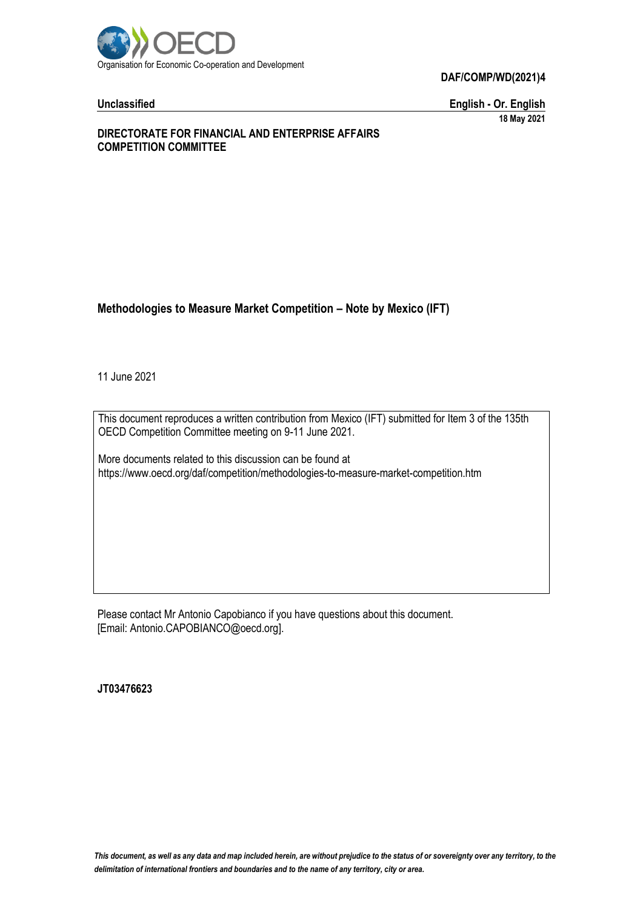Organisation for Economic Co-operation and Development

**DAF/COMP/WD(2021)4**

**Unclassified** **English - Or. English**

**18 May 2021**

**DIRECTORATE FOR FINANCIAL AND ENTERPRISE AFFAIRS**
**COMPETITION COMMITTEE**

# Methodologies to Measure Market Competition – Note by Mexico (IFT)

11 June 2021

This document reproduces a written contribution from Mexico (IFT) submitted for Item 3 of the 135th OECD Competition Committee meeting on 9-11 June 2021.

More documents related to this discussion can be found at
https://www.oecd.org/daf/competition/methodologies-to-measure-market-competition.htm

Please contact Mr Antonio Capobianco if you have questions about this document.
[Email: Antonio.CAPOBIANCO@oecd.org].

**JT03476623**

*This document, as well as any data and map included herein, are without prejudice to the status of or sovereignty over any territory, to the delimitation of international frontiers and boundaries and to the name of any territory, city or area.*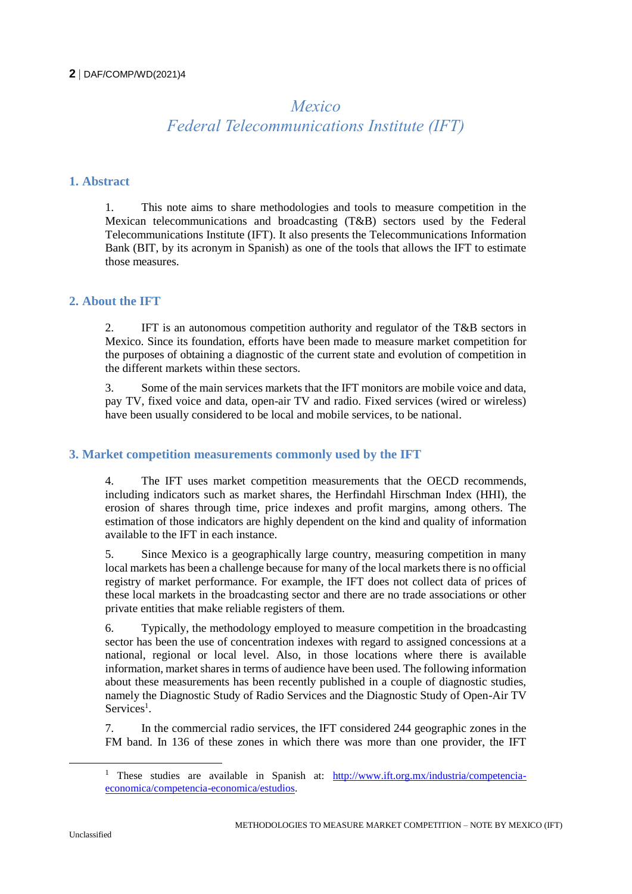# Mexico
# Federal Telecommunications Institute (IFT)

## 1. Abstract

1. This note aims to share methodologies and tools to measure competition in the Mexican telecommunications and broadcasting (T&B) sectors used by the Federal Telecommunications Institute (IFT). It also presents the Telecommunications Information Bank (BIT, by its acronym in Spanish) as one of the tools that allows the IFT to estimate those measures.

## 2. About the IFT

2. IFT is an autonomous competition authority and regulator of the T&B sectors in Mexico. Since its foundation, efforts have been made to measure market competition for the purposes of obtaining a diagnostic of the current state and evolution of competition in the different markets within these sectors.

3. Some of the main services markets that the IFT monitors are mobile voice and data, pay TV, fixed voice and data, open-air TV and radio. Fixed services (wired or wireless) have been usually considered to be local and mobile services, to be national.

## 3. Market competition measurements commonly used by the IFT

4. The IFT uses market competition measurements that the OECD recommends, including indicators such as market shares, the Herfindahl Hirschman Index (HHI), the erosion of shares through time, price indexes and profit margins, among others. The estimation of those indicators are highly dependent on the kind and quality of information available to the IFT in each instance.

5. Since Mexico is a geographically large country, measuring competition in many local markets has been a challenge because for many of the local markets there is no official registry of market performance. For example, the IFT does not collect data of prices of these local markets in the broadcasting sector and there are no trade associations or other private entities that make reliable registers of them.

6. Typically, the methodology employed to measure competition in the broadcasting sector has been the use of concentration indexes with regard to assigned concessions at a national, regional or local level. Also, in those locations where there is available information, market shares in terms of audience have been used. The following information about these measurements has been recently published in a couple of diagnostic studies, namely the Diagnostic Study of Radio Services and the Diagnostic Study of Open-Air TV Services[1].

7. In the commercial radio services, the IFT considered 244 geographic zones in the FM band. In 136 of these zones in which there was more than one provider, the IFT

---

[1] These studies are available in Spanish at: http://www.ift.org.mx/industria/competencia-economica/competencia-economica/estudios.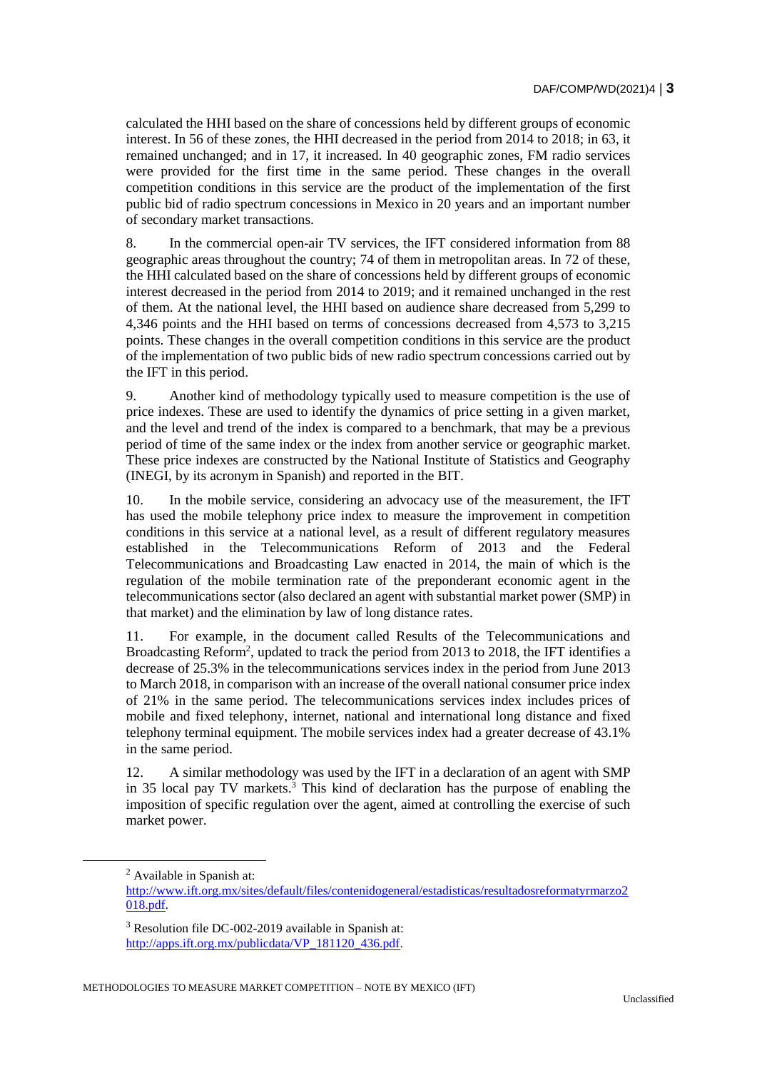calculated the HHI based on the share of concessions held by different groups of economic interest. In 56 of these zones, the HHI decreased in the period from 2014 to 2018; in 63, it remained unchanged; and in 17, it increased. In 40 geographic zones, FM radio services were provided for the first time in the same period. These changes in the overall competition conditions in this service are the product of the implementation of the first public bid of radio spectrum concessions in Mexico in 20 years and an important number of secondary market transactions.

8. In the commercial open-air TV services, the IFT considered information from 88 geographic areas throughout the country; 74 of them in metropolitan areas. In 72 of these, the HHI calculated based on the share of concessions held by different groups of economic interest decreased in the period from 2014 to 2019; and it remained unchanged in the rest of them. At the national level, the HHI based on audience share decreased from 5,299 to 4,346 points and the HHI based on terms of concessions decreased from 4,573 to 3,215 points. These changes in the overall competition conditions in this service are the product of the implementation of two public bids of new radio spectrum concessions carried out by the IFT in this period.

9. Another kind of methodology typically used to measure competition is the use of price indexes. These are used to identify the dynamics of price setting in a given market, and the level and trend of the index is compared to a benchmark, that may be a previous period of time of the same index or the index from another service or geographic market. These price indexes are constructed by the National Institute of Statistics and Geography (INEGI, by its acronym in Spanish) and reported in the BIT.

10. In the mobile service, considering an advocacy use of the measurement, the IFT has used the mobile telephony price index to measure the improvement in competition conditions in this service at a national level, as a result of different regulatory measures established in the Telecommunications Reform of 2013 and the Federal Telecommunications and Broadcasting Law enacted in 2014, the main of which is the regulation of the mobile termination rate of the preponderant economic agent in the telecommunications sector (also declared an agent with substantial market power (SMP) in that market) and the elimination by law of long distance rates.

11. For example, in the document called Results of the Telecommunications and Broadcasting Reform[2], updated to track the period from 2013 to 2018, the IFT identifies a decrease of 25.3% in the telecommunications services index in the period from June 2013 to March 2018, in comparison with an increase of the overall national consumer price index of 21% in the same period. The telecommunications services index includes prices of mobile and fixed telephony, internet, national and international long distance and fixed telephony terminal equipment. The mobile services index had a greater decrease of 43.1% in the same period.

12. A similar methodology was used by the IFT in a declaration of an agent with SMP in 35 local pay TV markets.[3] This kind of declaration has the purpose of enabling the imposition of specific regulation over the agent, aimed at controlling the exercise of such market power.

---

[2] Available in Spanish at: http://www.ift.org.mx/sites/default/files/contenidogeneral/estadisticas/resultadosreformatyrmarzo2018.pdf.

[3] Resolution file DC-002-2019 available in Spanish at: http://apps.ift.org.mx/publicdata/VP_181120_436.pdf.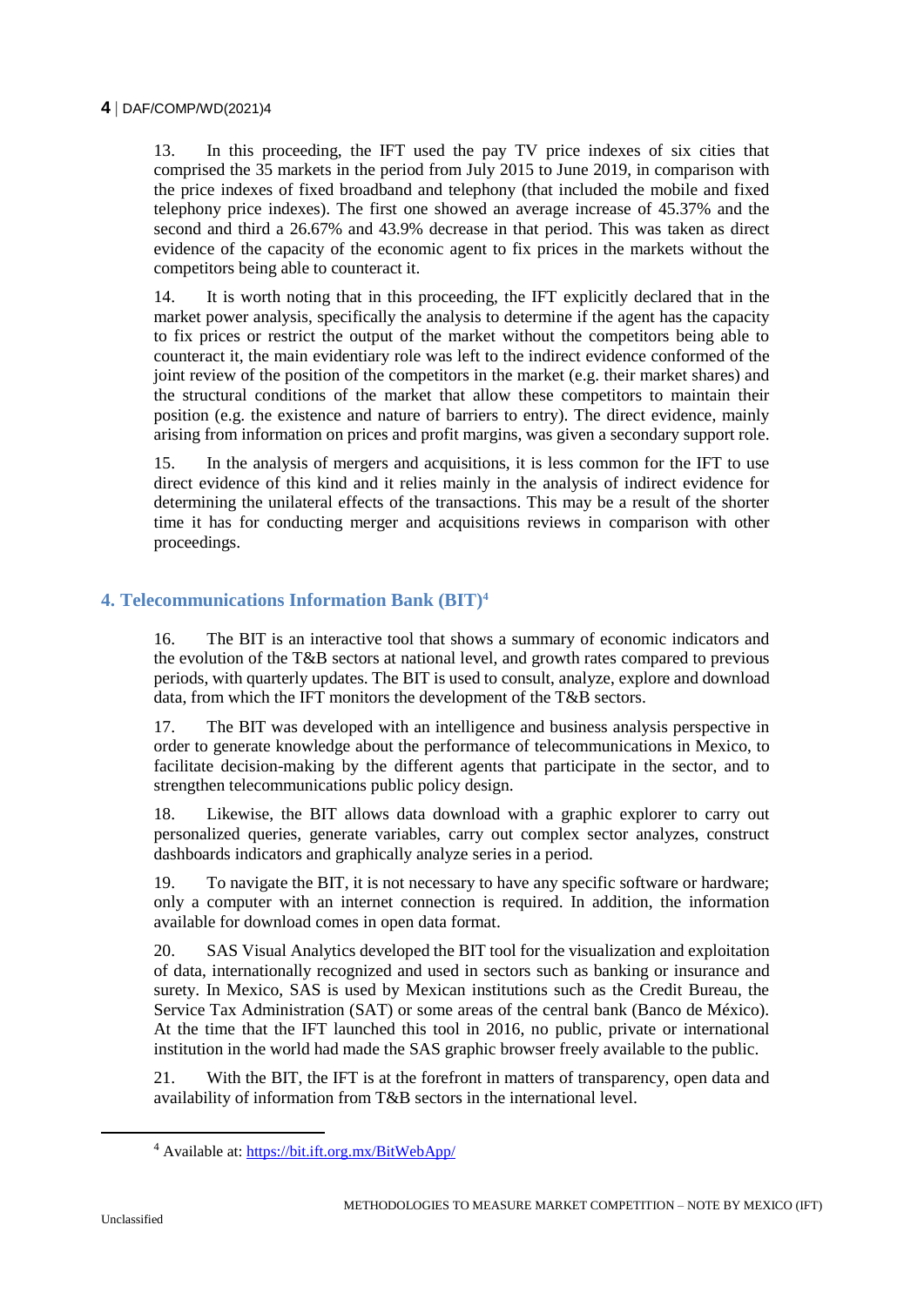13. In this proceeding, the IFT used the pay TV price indexes of six cities that comprised the 35 markets in the period from July 2015 to June 2019, in comparison with the price indexes of fixed broadband and telephony (that included the mobile and fixed telephony price indexes). The first one showed an average increase of 45.37% and the second and third a 26.67% and 43.9% decrease in that period. This was taken as direct evidence of the capacity of the economic agent to fix prices in the markets without the competitors being able to counteract it.

14. It is worth noting that in this proceeding, the IFT explicitly declared that in the market power analysis, specifically the analysis to determine if the agent has the capacity to fix prices or restrict the output of the market without the competitors being able to counteract it, the main evidentiary role was left to the indirect evidence conformed of the joint review of the position of the competitors in the market (e.g. their market shares) and the structural conditions of the market that allow these competitors to maintain their position (e.g. the existence and nature of barriers to entry). The direct evidence, mainly arising from information on prices and profit margins, was given a secondary support role.

15. In the analysis of mergers and acquisitions, it is less common for the IFT to use direct evidence of this kind and it relies mainly in the analysis of indirect evidence for determining the unilateral effects of the transactions. This may be a result of the shorter time it has for conducting merger and acquisitions reviews in comparison with other proceedings.

## 4. Telecommunications Information Bank (BIT)[4]

16. The BIT is an interactive tool that shows a summary of economic indicators and the evolution of the T&B sectors at national level, and growth rates compared to previous periods, with quarterly updates. The BIT is used to consult, analyze, explore and download data, from which the IFT monitors the development of the T&B sectors.

17. The BIT was developed with an intelligence and business analysis perspective in order to generate knowledge about the performance of telecommunications in Mexico, to facilitate decision-making by the different agents that participate in the sector, and to strengthen telecommunications public policy design.

18. Likewise, the BIT allows data download with a graphic explorer to carry out personalized queries, generate variables, carry out complex sector analyzes, construct dashboards indicators and graphically analyze series in a period.

19. To navigate the BIT, it is not necessary to have any specific software or hardware; only a computer with an internet connection is required. In addition, the information available for download comes in open data format.

20. SAS Visual Analytics developed the BIT tool for the visualization and exploitation of data, internationally recognized and used in sectors such as banking or insurance and surety. In Mexico, SAS is used by Mexican institutions such as the Credit Bureau, the Service Tax Administration (SAT) or some areas of the central bank (Banco de México). At the time that the IFT launched this tool in 2016, no public, private or international institution in the world had made the SAS graphic browser freely available to the public.

21. With the BIT, the IFT is at the forefront in matters of transparency, open data and availability of information from T&B sectors in the international level.

[4] Available at: https://bit.ift.org.mx/BitWebApp/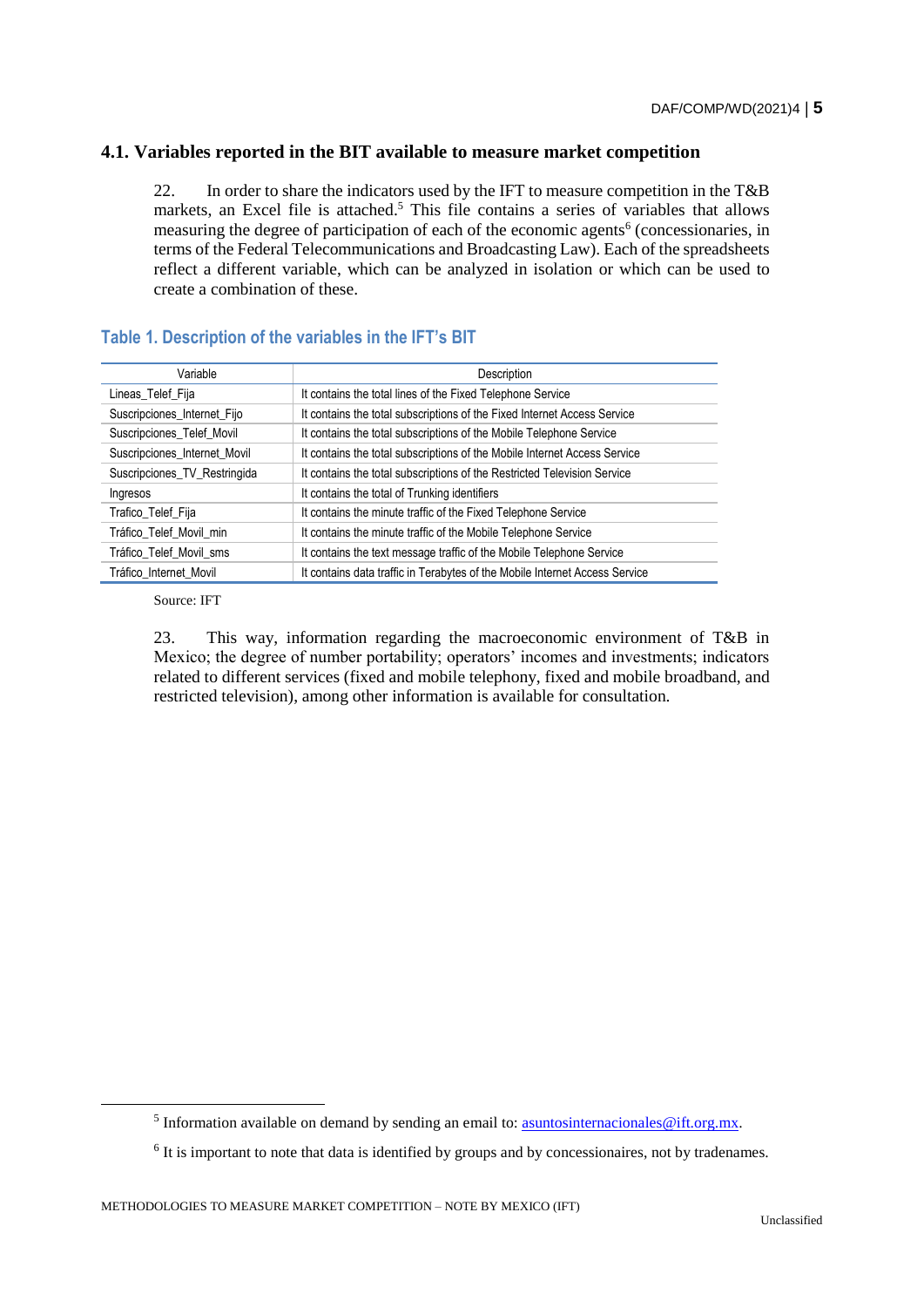### 4.1. Variables reported in the BIT available to measure market competition

22. In order to share the indicators used by the IFT to measure competition in the T&B markets, an Excel file is attached.[5] This file contains a series of variables that allows measuring the degree of participation of each of the economic agents[6] (concessionaries, in terms of the Federal Telecommunications and Broadcasting Law). Each of the spreadsheets reflect a different variable, which can be analyzed in isolation or which can be used to create a combination of these.

**Table 1. Description of the variables in the IFT's BIT**

| Variable | Description |
|---|---|
| Lineas_Telef_Fija | It contains the total lines of the Fixed Telephone Service |
| Suscripciones_Internet_Fijo | It contains the total subscriptions of the Fixed Internet Access Service |
| Suscripciones_Telef_Movil | It contains the total subscriptions of the Mobile Telephone Service |
| Suscripciones_Internet_Movil | It contains the total subscriptions of the Mobile Internet Access Service |
| Suscripciones_TV_Restringida | It contains the total subscriptions of the Restricted Television Service |
| Ingresos | It contains the total of Trunking identifiers |
| Trafico_Telef_Fija | It contains the minute traffic of the Fixed Telephone Service |
| Tráfico_Telef_Movil_min | It contains the minute traffic of the Mobile Telephone Service |
| Tráfico_Telef_Movil_sms | It contains the text message traffic of the Mobile Telephone Service |
| Tráfico_Internet_Movil | It contains data traffic in Terabytes of the Mobile Internet Access Service |

Source: IFT

23. This way, information regarding the macroeconomic environment of T&B in Mexico; the degree of number portability; operators' incomes and investments; indicators related to different services (fixed and mobile telephony, fixed and mobile broadband, and restricted television), among other information is available for consultation.

[5] Information available on demand by sending an email to: asuntosinternacionales@ift.org.mx.

[6] It is important to note that data is identified by groups and by concessionaires, not by tradenames.